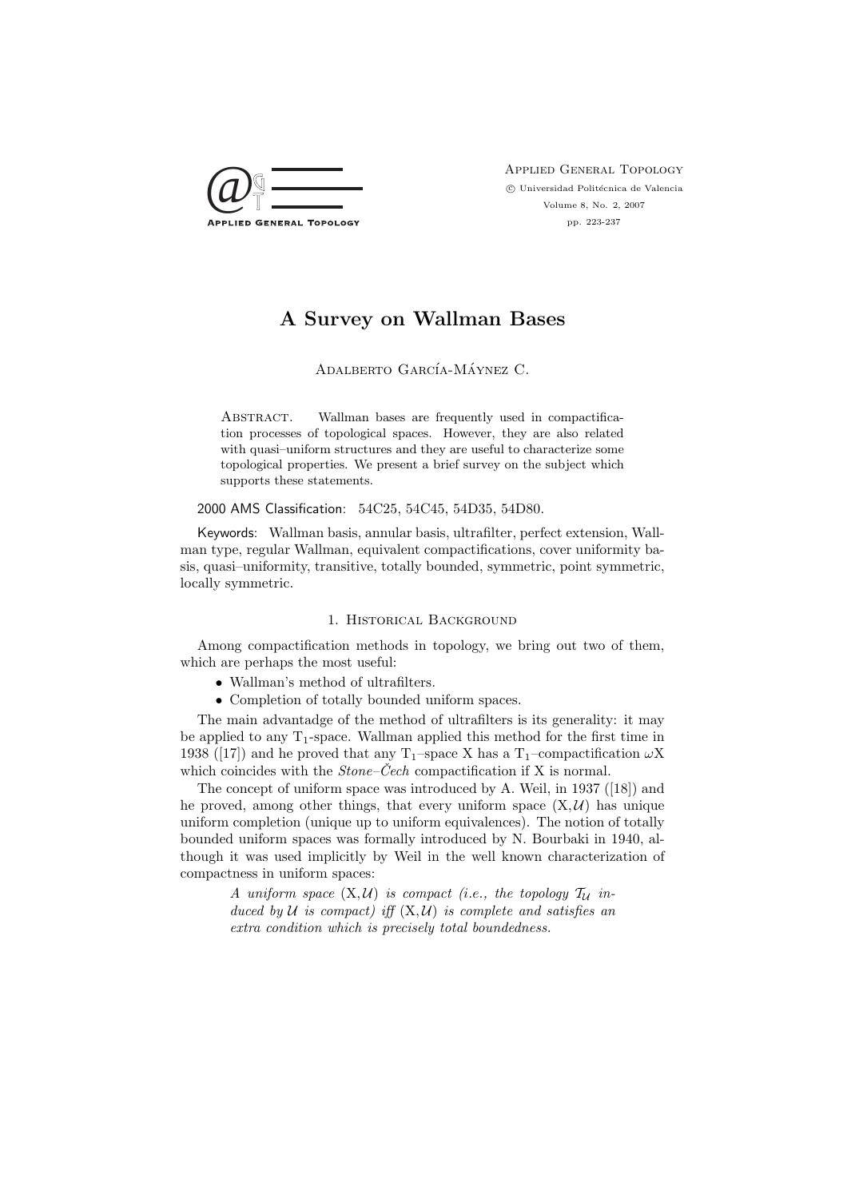# A Survey on Wallman Bases

Adalberto García-Máynez C.

Abstract. Wallman bases are frequently used in compactification processes of topological spaces. However, they are also related with quasi–uniform structures and they are useful to characterize some topological properties. We present a brief survey on the subject which supports these statements.

2000 AMS Classification: 54C25, 54C45, 54D35, 54D80.

Keywords: Wallman basis, annular basis, ultrafilter, perfect extension, Wallman type, regular Wallman, equivalent compactifications, cover uniformity basis, quasi–uniformity, transitive, totally bounded, symmetric, point symmetric, locally symmetric.

## 1. Historical Background

Among compactification methods in topology, we bring out two of them, which are perhaps the most useful:

- Wallman's method of ultrafilters.
- Completion of totally bounded uniform spaces.

The main advantadge of the method of ultrafilters is its generality: it may be applied to any $T_1$-space. Wallman applied this method for the first time in 1938 ([17]) and he proved that any $T_1$–space X has a $T_1$–compactification $\omega$X which coincides with the *Stone–Čech* compactification if X is normal.

The concept of uniform space was introduced by A. Weil, in 1937 ([18]) and he proved, among other things, that every uniform space $(X,\mathcal{U})$ has unique uniform completion (unique up to uniform equivalences). The notion of totally bounded uniform spaces was formally introduced by N. Bourbaki in 1940, although it was used implicitly by Weil in the well known characterization of compactness in uniform spaces:

> *A uniform space $(X,\mathcal{U})$ is compact (i.e., the topology $\mathcal{T}_{\mathcal{U}}$ induced by $\mathcal{U}$ is compact) iff $(X,\mathcal{U})$ is complete and satisfies an extra condition which is precisely total boundedness.*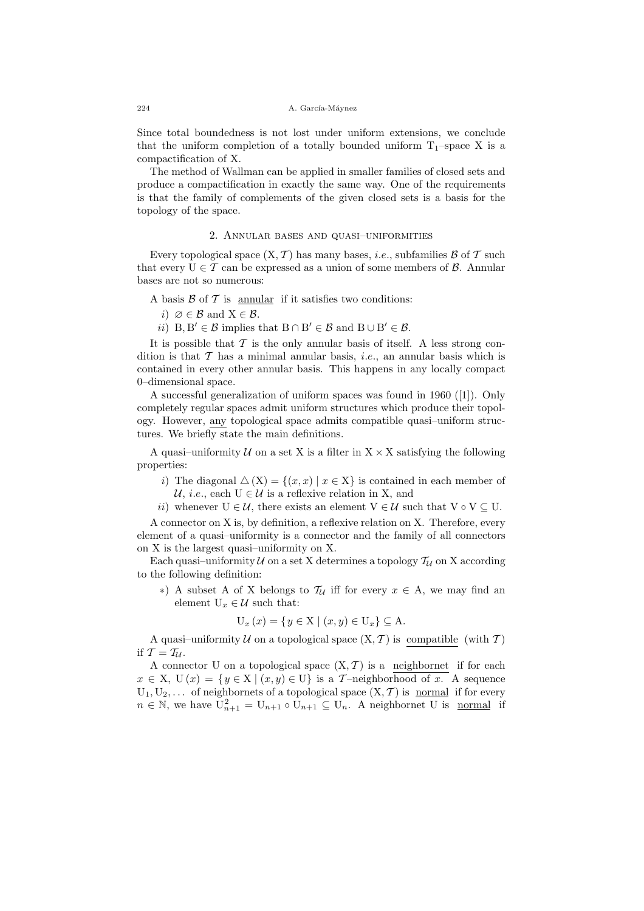Since total boundedness is not lost under uniform extensions, we conclude that the uniform completion of a totally bounded uniform $T_1$–space X is a compactification of X.

The method of Wallman can be applied in smaller families of closed sets and produce a compactification in exactly the same way. One of the requirements is that the family of complements of the given closed sets is a basis for the topology of the space.

## 2. Annular bases and quasi–uniformities

Every topological space $(X, \mathcal{T})$ has many bases, *i.e.*, subfamilies $\mathcal{B}$ of $\mathcal{T}$ such that every $U \in \mathcal{T}$ can be expressed as a union of some members of $\mathcal{B}$. Annular bases are not so numerous:

A basis $\mathcal{B}$ of $\mathcal{T}$ is <u>annular</u> if it satisfies two conditions:

*i)* $\varnothing \in \mathcal{B}$ and $X \in \mathcal{B}$.

*ii)* $B, B' \in \mathcal{B}$ implies that $B \cap B' \in \mathcal{B}$ and $B \cup B' \in \mathcal{B}$.

It is possible that $\mathcal{T}$ is the only annular basis of itself. A less strong condition is that $\mathcal{T}$ has a minimal annular basis, *i.e.*, an annular basis which is contained in every other annular basis. This happens in any locally compact 0–dimensional space.

A successful generalization of uniform spaces was found in 1960 ([1]). Only completely regular spaces admit uniform structures which produce their topology. However, <u>any</u> topological space admits compatible quasi–uniform structures. We briefly state the main definitions.

A quasi–uniformity $\mathcal{U}$ on a set X is a filter in $X \times X$ satisfying the following properties:

*i)* The diagonal $\triangle(X) = \{(x, x) \mid x \in X\}$ is contained in each member of $\mathcal{U}$, *i.e.*, each $U \in \mathcal{U}$ is a reflexive relation in X, and

*ii)* whenever $U \in \mathcal{U}$, there exists an element $V \in \mathcal{U}$ such that $V \circ V \subseteq U$.

A connector on X is, by definition, a reflexive relation on X. Therefore, every element of a quasi–uniformity is a connector and the family of all connectors on X is the largest quasi–uniformity on X.

Each quasi–uniformity $\mathcal{U}$ on a set X determines a topology $\mathcal{T}_{\mathcal{U}}$ on X according to the following definition:

$*$) A subset A of X belongs to $\mathcal{T}_{\mathcal{U}}$ iff for every $x \in A$, we may find an element $U_x \in \mathcal{U}$ such that:

$$U_x(x) = \{y \in X \mid (x, y) \in U_x\} \subseteq A.$$

A quasi–uniformity $\mathcal{U}$ on a topological space $(X, \mathcal{T})$ is <u>compatible</u> (with $\mathcal{T}$) if $\mathcal{T} = \mathcal{T}_{\mathcal{U}}$.

A connector U on a topological space $(X, \mathcal{T})$ is a <u>neighbornet</u> if for each $x \in X$, $U(x) = \{y \in X \mid (x, y) \in U\}$ is a <u>$\mathcal{T}$–neighborhood of $x$.</u> A sequence $U_1, U_2, \ldots$ of neighbornets of a topological space $(X, \mathcal{T})$ is <u>normal</u> if for every $n \in \mathbb{N}$, we have $U_{n+1}^2 = U_{n+1} \circ U_{n+1} \subseteq U_n$. A neighbornet U is <u>normal</u> if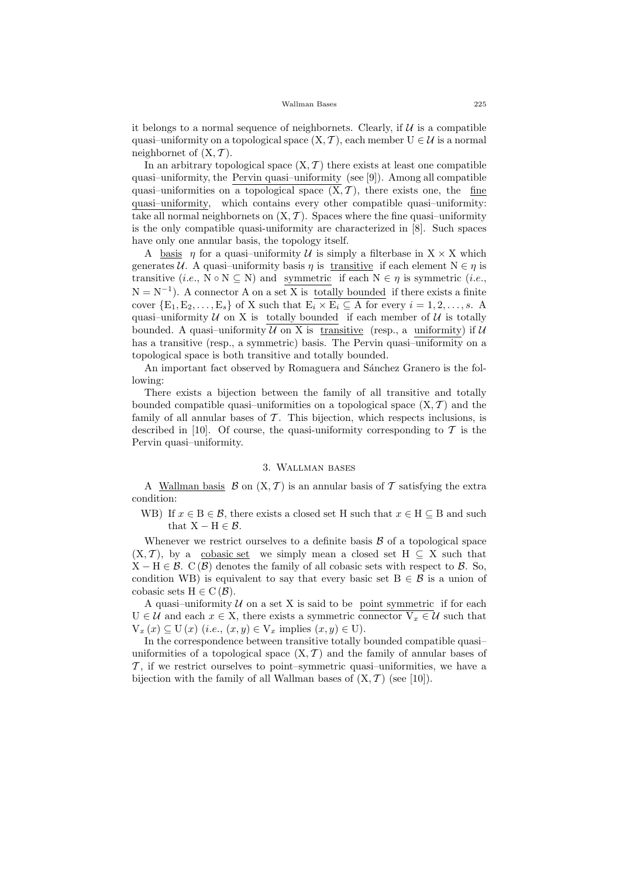it belongs to a normal sequence of neighbornets. Clearly, if $\mathcal{U}$ is a compatible quasi–uniformity on a topological space $(\mathrm{X}, \mathcal{T})$, each member $\mathrm{U} \in \mathcal{U}$ is a normal neighbornet of $(\mathrm{X}, \mathcal{T})$.

In an arbitrary topological space $(\mathrm{X}, \mathcal{T})$ there exists at least one compatible quasi–uniformity, the <u>Pervin quasi–uniformity</u> (see [9]). Among all compatible quasi–uniformities on a topological space $(\mathrm{X}, \mathcal{T})$, there exists one, the <u>fine quasi–uniformity</u>, which contains every other compatible quasi–uniformity: take all normal neighbornets on $(\mathrm{X}, \mathcal{T})$. Spaces where the fine quasi–uniformity is the only compatible quasi-uniformity are characterized in [8]. Such spaces have only one annular basis, the topology itself.

A <u>basis</u> $\eta$ for a quasi–uniformity $\mathcal{U}$ is simply a filterbase in $\mathrm{X} \times \mathrm{X}$ which generates $\mathcal{U}$. A quasi–uniformity basis $\eta$ is <u>transitive</u> if each element $\mathrm{N} \in \eta$ is transitive (*i.e.*, $\mathrm{N} \circ \mathrm{N} \subseteq \mathrm{N}$) and <u>symmetric</u> if each $\mathrm{N} \in \eta$ is symmetric (*i.e.*, $\mathrm{N} = \mathrm{N}^{-1}$). A connector A on a set X is <u>totally bounded</u> if there exists a finite cover $\{\mathrm{E}_1, \mathrm{E}_2, \ldots, \mathrm{E}_s\}$ of X such that $\mathrm{E}_i \times \mathrm{E}_i \subseteq \mathrm{A}$ for every $i = 1, 2, \ldots, s$. A quasi–uniformity $\mathcal{U}$ on X is <u>totally bounded</u> if each member of $\mathcal{U}$ is totally bounded. A quasi–uniformity $\mathcal{U}$ on X is <u>transitive</u> (resp., a <u>uniformity</u>) if $\mathcal{U}$ has a transitive (resp., a symmetric) basis. The Pervin quasi–uniformity on a topological space is both transitive and totally bounded.

An important fact observed by Romaguera and Sánchez Granero is the following:

There exists a bijection between the family of all transitive and totally bounded compatible quasi–uniformities on a topological space $(\mathrm{X}, \mathcal{T})$ and the family of all annular bases of $\mathcal{T}$. This bijection, which respects inclusions, is described in [10]. Of course, the quasi-uniformity corresponding to $\mathcal{T}$ is the Pervin quasi–uniformity.

## 3. Wallman bases

A <u>Wallman basis</u> $\mathcal{B}$ on $(\mathrm{X}, \mathcal{T})$ is an annular basis of $\mathcal{T}$ satisfying the extra condition:

WB) If $x \in \mathrm{B} \in \mathcal{B}$, there exists a closed set H such that $x \in \mathrm{H} \subseteq \mathrm{B}$ and such that $\mathrm{X} - \mathrm{H} \in \mathcal{B}$.

Whenever we restrict ourselves to a definite basis $\mathcal{B}$ of a topological space $(\mathrm{X}, \mathcal{T})$, by a <u>cobasic set</u> we simply mean a closed set $\mathrm{H} \subseteq \mathrm{X}$ such that $\mathrm{X} - \mathrm{H} \in \mathcal{B}$. $\mathrm{C}(\mathcal{B})$ denotes the family of all cobasic sets with respect to $\mathcal{B}$. So, condition WB) is equivalent to say that every basic set $\mathrm{B} \in \mathcal{B}$ is a union of cobasic sets $\mathrm{H} \in \mathrm{C}(\mathcal{B})$.

A quasi–uniformity $\mathcal{U}$ on a set X is said to be <u>point symmetric</u> if for each $\mathrm{U} \in \mathcal{U}$ and each $x \in \mathrm{X}$, there exists a symmetric connector $\mathrm{V}_x \in \mathcal{U}$ such that $\mathrm{V}_x(x) \subseteq \mathrm{U}(x)$ (*i.e.*, $(x, y) \in \mathrm{V}_x$ implies $(x, y) \in \mathrm{U}$).

In the correspondence between transitive totally bounded compatible quasi–uniformities of a topological space $(\mathrm{X}, \mathcal{T})$ and the family of annular bases of $\mathcal{T}$, if we restrict ourselves to point–symmetric quasi–uniformities, we have a bijection with the family of all Wallman bases of $(\mathrm{X}, \mathcal{T})$ (see [10]).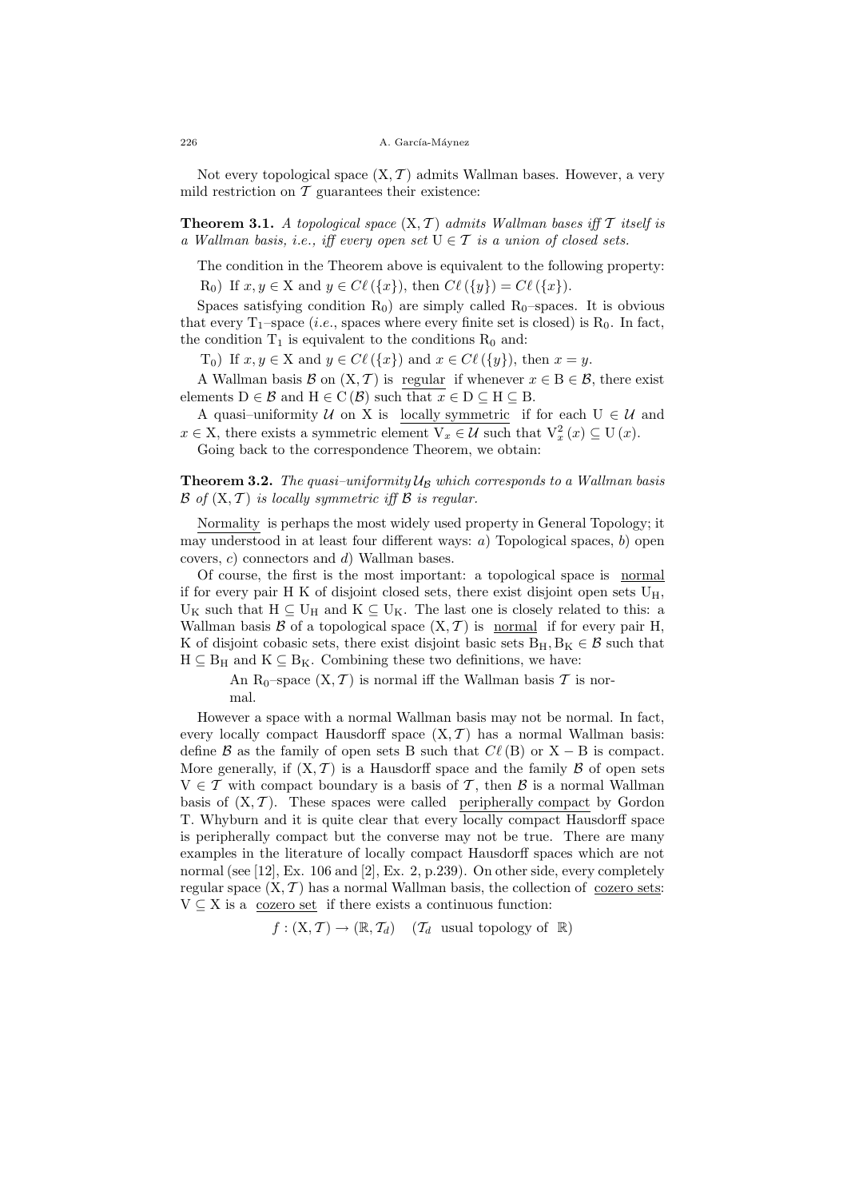Not every topological space $(\mathrm{X}, \mathcal{T})$ admits Wallman bases. However, a very mild restriction on $\mathcal{T}$ guarantees their existence:

**Theorem 3.1.** *A topological space* $(\mathrm{X}, \mathcal{T})$ *admits Wallman bases iff* $\mathcal{T}$ *itself is a Wallman basis, i.e., iff every open set* $\mathrm{U} \in \mathcal{T}$ *is a union of closed sets.*

The condition in the Theorem above is equivalent to the following property:

$\mathrm{R}_0$) If $x, y \in \mathrm{X}$ and $y \in C\ell(\{x\})$, then $C\ell(\{y\}) = C\ell(\{x\})$.

Spaces satisfying condition $\mathrm{R}_0$) are simply called $\mathrm{R}_0$–spaces. It is obvious that every $\mathrm{T}_1$–space (*i.e.*, spaces where every finite set is closed) is $\mathrm{R}_0$. In fact, the condition $\mathrm{T}_1$ is equivalent to the conditions $\mathrm{R}_0$ and:

$\mathrm{T}_0$) If $x, y \in \mathrm{X}$ and $y \in C\ell(\{x\})$ and $x \in C\ell(\{y\})$, then $x = y$.

A Wallman basis $\mathcal{B}$ on $(\mathrm{X}, \mathcal{T})$ is <u>regular</u> if whenever $x \in \mathrm{B} \in \mathcal{B}$, there exist elements $\mathrm{D} \in \mathcal{B}$ and $\mathrm{H} \in \mathrm{C}(\mathcal{B})$ such that $x \in \mathrm{D} \subseteq \mathrm{H} \subseteq \mathrm{B}$.

A quasi–uniformity $\mathcal{U}$ on X is <u>locally symmetric</u> if for each $\mathrm{U} \in \mathcal{U}$ and $x \in \mathrm{X}$, there exists a symmetric element $\mathrm{V}_x \in \mathcal{U}$ such that $\mathrm{V}_x^2(x) \subseteq \mathrm{U}(x)$.

Going back to the correspondence Theorem, we obtain:

**Theorem 3.2.** *The quasi–uniformity* $\mathcal{U}_{\mathcal{B}}$ *which corresponds to a Wallman basis* $\mathcal{B}$ *of* $(\mathrm{X}, \mathcal{T})$ *is locally symmetric iff* $\mathcal{B}$ *is regular.*

<u>Normality</u> is perhaps the most widely used property in General Topology; it may understood in at least four different ways: *a*) Topological spaces, *b*) open covers, *c*) connectors and *d*) Wallman bases.

Of course, the first is the most important: a topological space is <u>normal</u> if for every pair H K of disjoint closed sets, there exist disjoint open sets $\mathrm{U}_\mathrm{H}$, $\mathrm{U}_\mathrm{K}$ such that $\mathrm{H} \subseteq \mathrm{U}_\mathrm{H}$ and $\mathrm{K} \subseteq \mathrm{U}_\mathrm{K}$. The last one is closely related to this: a Wallman basis $\mathcal{B}$ of a topological space $(\mathrm{X}, \mathcal{T})$ is <u>normal</u> if for every pair H, K of disjoint cobasic sets, there exist disjoint basic sets $\mathrm{B}_\mathrm{H}, \mathrm{B}_\mathrm{K} \in \mathcal{B}$ such that $\mathrm{H} \subseteq \mathrm{B}_\mathrm{H}$ and $\mathrm{K} \subseteq \mathrm{B}_\mathrm{K}$. Combining these two definitions, we have:

> An $\mathrm{R}_0$–space $(\mathrm{X}, \mathcal{T})$ is normal iff the Wallman basis $\mathcal{T}$ is normal.

However a space with a normal Wallman basis may not be normal. In fact, every locally compact Hausdorff space $(\mathrm{X}, \mathcal{T})$ has a normal Wallman basis: define $\mathcal{B}$ as the family of open sets B such that $C\ell(\mathrm{B})$ or $\mathrm{X} - \mathrm{B}$ is compact. More generally, if $(\mathrm{X}, \mathcal{T})$ is a Hausdorff space and the family $\mathcal{B}$ of open sets $\mathrm{V} \in \mathcal{T}$ with compact boundary is a basis of $\mathcal{T}$, then $\mathcal{B}$ is a normal Wallman basis of $(\mathrm{X}, \mathcal{T})$. These spaces were called <u>peripherally compact</u> by Gordon T. Whyburn and it is quite clear that every <u>locally compact Hausdorff space</u> is peripherally compact but the converse may not be true. There are many examples in the literature of locally compact Hausdorff spaces which are not normal (see [12], Ex. 106 and [2], Ex. 2, p.239). On other side, every completely regular space $(\mathrm{X}, \mathcal{T})$ has a normal Wallman basis, the collection of <u>cozero sets</u>: $\mathrm{V} \subseteq \mathrm{X}$ is a <u>cozero set</u> if there exists a continuous function:

$$f : (\mathrm{X}, \mathcal{T}) \to (\mathbb{R}, \mathcal{T}_d) \quad (\mathcal{T}_d \text{ usual topology of } \mathbb{R})$$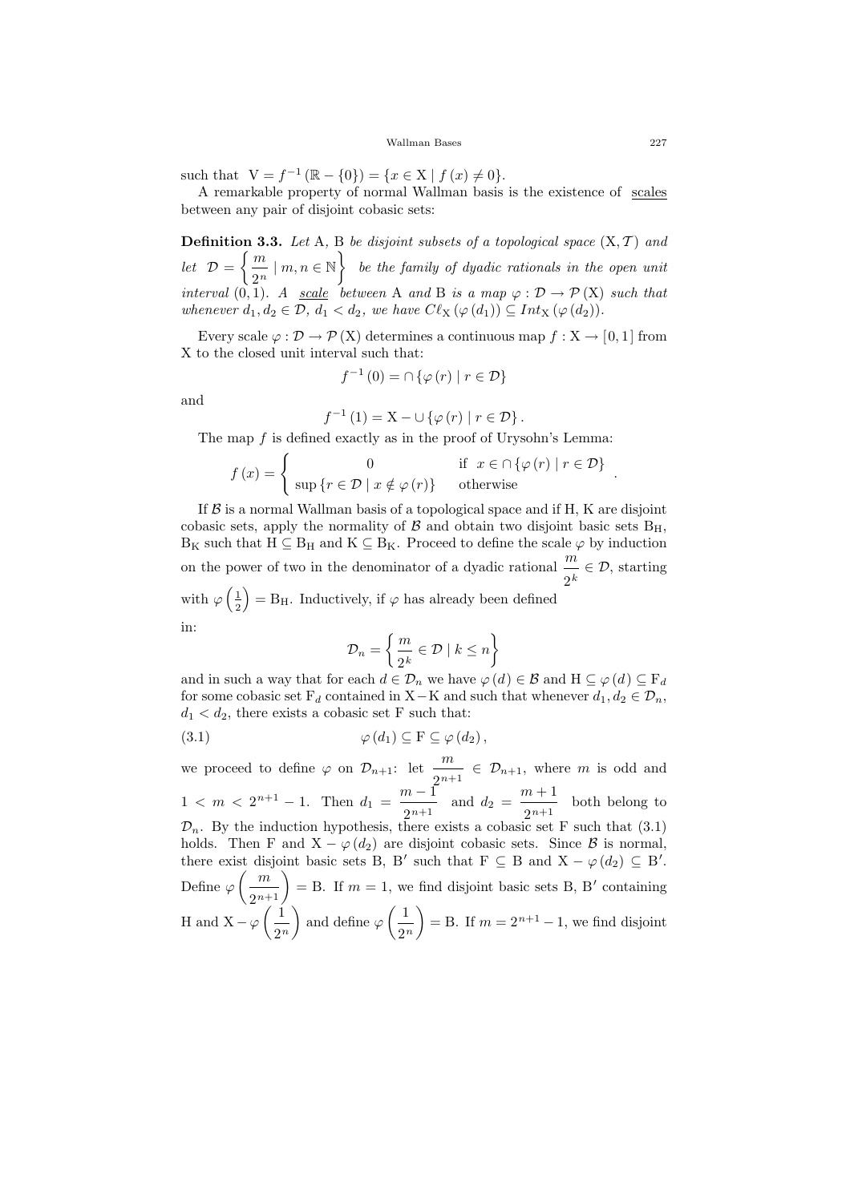such that $V = f^{-1}(\mathbb{R} - \{0\}) = \{x \in X \mid f(x) \neq 0\}$.

A remarkable property of normal Wallman basis is the existence of scales between any pair of disjoint cobasic sets:

**Definition 3.3.** *Let* A, B *be disjoint subsets of a topological space* $(X, \mathcal{T})$ *and let* $\mathcal{D} = \left\{ \frac{m}{2^n} \mid m, n \in \mathbb{N} \right\}$ *be the family of dyadic rationals in the open unit interval* $(0,1)$*. A* scale *between* A *and* B *is a map* $\varphi : \mathcal{D} \to \mathcal{P}(X)$ *such that whenever* $d_1, d_2 \in \mathcal{D}$, $d_1 < d_2$, *we have* $C\ell_X(\varphi(d_1)) \subseteq Int_X(\varphi(d_2))$.

Every scale $\varphi : \mathcal{D} \to \mathcal{P}(X)$ determines a continuous map $f : X \to [0,1]$ from X to the closed unit interval such that:

$$f^{-1}(0) = \cap \{\varphi(r) \mid r \in \mathcal{D}\}$$

and

$$f^{-1}(1) = X - \cup \{\varphi(r) \mid r \in \mathcal{D}\}.$$

The map $f$ is defined exactly as in the proof of Urysohn's Lemma:

$$f(x) = \begin{cases} 0 & \text{if } x \in \cap \{\varphi(r) \mid r \in \mathcal{D}\} \\ \sup \{r \in \mathcal{D} \mid x \notin \varphi(r)\} & \text{otherwise} \end{cases}.$$

If $\mathcal{B}$ is a normal Wallman basis of a topological space and if H, K are disjoint cobasic sets, apply the normality of $\mathcal{B}$ and obtain two disjoint basic sets $B_H$, $B_K$ such that $H \subseteq B_H$ and $K \subseteq B_K$. Proceed to define the scale $\varphi$ by induction on the power of two in the denominator of a dyadic rational $\frac{m}{2^k} \in \mathcal{D}$, starting with $\varphi\left(\frac{1}{2}\right) = B_H$. Inductively, if $\varphi$ has already been defined in:

$$\mathcal{D}_n = \left\{ \frac{m}{2^k} \in \mathcal{D} \mid k \leq n \right\}$$

and in such a way that for each $d \in \mathcal{D}_n$ we have $\varphi(d) \in \mathcal{B}$ and $H \subseteq \varphi(d) \subseteq F_d$ for some cobasic set $F_d$ contained in $X - K$ and such that whenever $d_1, d_2 \in \mathcal{D}_n$, $d_1 < d_2$, there exists a cobasic set F such that:

$$\varphi(d_1) \subseteq F \subseteq \varphi(d_2), \tag{3.1}$$

we proceed to define $\varphi$ on $\mathcal{D}_{n+1}$: let $\frac{m}{2^{n+1}} \in \mathcal{D}_{n+1}$, where $m$ is odd and $1 < m < 2^{n+1} - 1$. Then $d_1 = \frac{m-1}{2^{n+1}}$ and $d_2 = \frac{m+1}{2^{n+1}}$ both belong to $\mathcal{D}_n$. By the induction hypothesis, there exists a cobasic set F such that (3.1) holds. Then F and $X - \varphi(d_2)$ are disjoint cobasic sets. Since $\mathcal{B}$ is normal, there exist disjoint basic sets B, B′ such that $F \subseteq B$ and $X - \varphi(d_2) \subseteq B'$. Define $\varphi\left(\frac{m}{2^{n+1}}\right) = B$. If $m = 1$, we find disjoint basic sets B, B′ containing H and $X - \varphi\left(\frac{1}{2^n}\right)$ and define $\varphi\left(\frac{1}{2^n}\right) = B$. If $m = 2^{n+1} - 1$, we find disjoint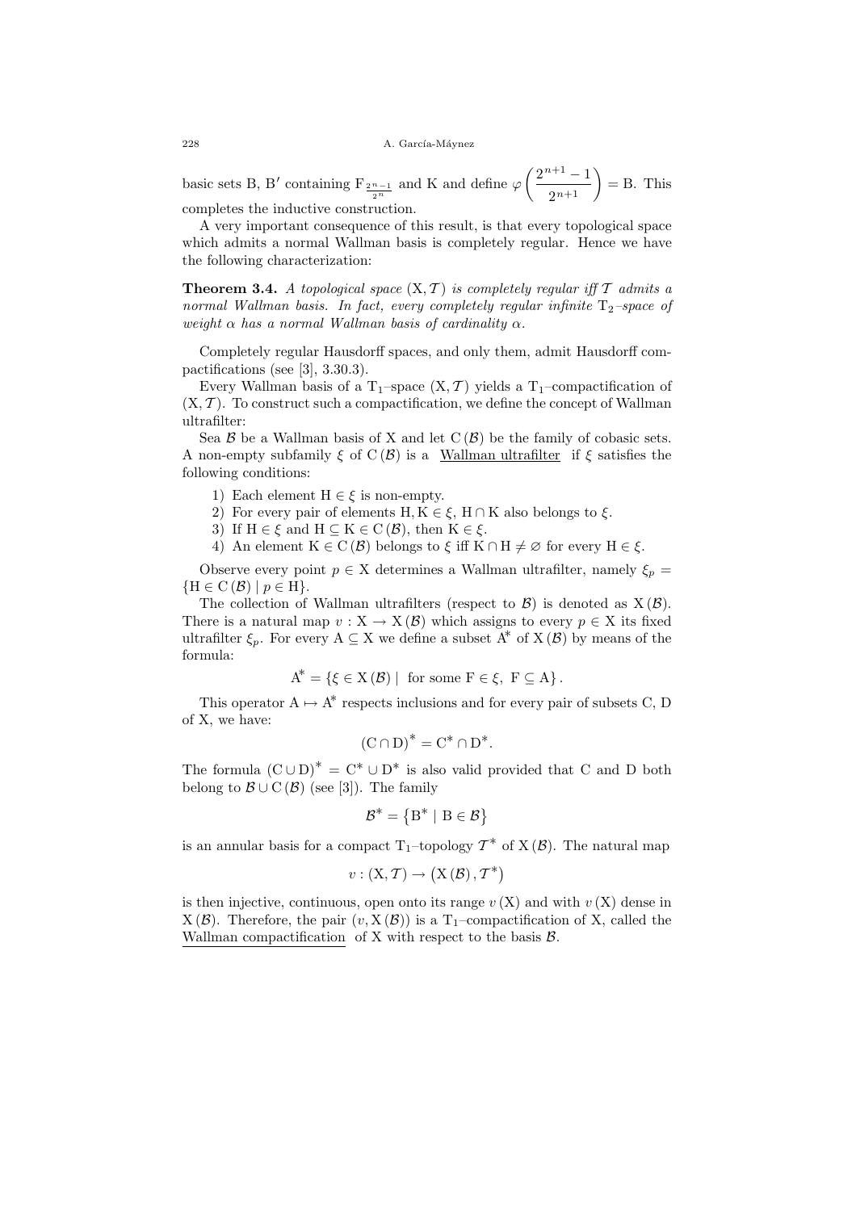basic sets B, B′ containing $\mathrm{F}_{\frac{2n-1}{2^n}}$ and K and define $\varphi\left(\dfrac{2^{n+1}-1}{2^{n+1}}\right) = \mathrm{B}$. This completes the inductive construction.

A very important consequence of this result, is that every topological space which admits a normal Wallman basis is completely regular. Hence we have the following characterization:

**Theorem 3.4.** *A topological space $(\mathrm{X}, \mathcal{T})$ is completely regular iff $\mathcal{T}$ admits a normal Wallman basis. In fact, every completely regular infinite $\mathrm{T}_2$–space of weight $\alpha$ has a normal Wallman basis of cardinality $\alpha$.*

Completely regular Hausdorff spaces, and only them, admit Hausdorff compactifications (see [3], 3.30.3).

Every Wallman basis of a $\mathrm{T}_1$–space $(\mathrm{X}, \mathcal{T})$ yields a $\mathrm{T}_1$–compactification of $(\mathrm{X}, \mathcal{T})$. To construct such a compactification, we define the concept of Wallman ultrafilter:

Sea $\mathcal{B}$ be a Wallman basis of X and let $\mathrm{C}(\mathcal{B})$ be the family of cobasic sets. A non-empty subfamily $\xi$ of $\mathrm{C}(\mathcal{B})$ is a Wallman ultrafilter if $\xi$ satisfies the following conditions:

1) Each element $\mathrm{H} \in \xi$ is non-empty.
2) For every pair of elements $\mathrm{H}, \mathrm{K} \in \xi$, $\mathrm{H} \cap \mathrm{K}$ also belongs to $\xi$.
3) If $\mathrm{H} \in \xi$ and $\mathrm{H} \subseteq \mathrm{K} \in \mathrm{C}(\mathcal{B})$, then $\mathrm{K} \in \xi$.
4) An element $\mathrm{K} \in \mathrm{C}(\mathcal{B})$ belongs to $\xi$ iff $\mathrm{K} \cap \mathrm{H} \neq \varnothing$ for every $\mathrm{H} \in \xi$.

Observe every point $p \in \mathrm{X}$ determines a Wallman ultrafilter, namely $\xi_p = \{\mathrm{H} \in \mathrm{C}(\mathcal{B}) \mid p \in \mathrm{H}\}$.

The collection of Wallman ultrafilters (respect to $\mathcal{B}$) is denoted as $\mathrm{X}(\mathcal{B})$. There is a natural map $v : \mathrm{X} \to \mathrm{X}(\mathcal{B})$ which assigns to every $p \in \mathrm{X}$ its fixed ultrafilter $\xi_p$. For every $\mathrm{A} \subseteq \mathrm{X}$ we define a subset $\mathrm{A}^*$ of $\mathrm{X}(\mathcal{B})$ by means of the formula:

$$\mathrm{A}^* = \{\xi \in \mathrm{X}(\mathcal{B}) \mid \text{ for some } \mathrm{F} \in \xi,\ \mathrm{F} \subseteq \mathrm{A}\}.$$

This operator $\mathrm{A} \mapsto \mathrm{A}^*$ respects inclusions and for every pair of subsets C, D of X, we have:

$$(\mathrm{C} \cap \mathrm{D})^* = \mathrm{C}^* \cap \mathrm{D}^*.$$

The formula $(\mathrm{C} \cup \mathrm{D})^* = \mathrm{C}^* \cup \mathrm{D}^*$ is also valid provided that C and D both belong to $\mathcal{B} \cup \mathrm{C}(\mathcal{B})$ (see [3]). The family

$$\mathcal{B}^* = \{\mathrm{B}^* \mid \mathrm{B} \in \mathcal{B}\}$$

is an annular basis for a compact $\mathrm{T}_1$–topology $\mathcal{T}^*$ of $\mathrm{X}(\mathcal{B})$. The natural map

$$v : (\mathrm{X}, \mathcal{T}) \to (\mathrm{X}(\mathcal{B}), \mathcal{T}^*)$$

is then injective, continuous, open onto its range $v(\mathrm{X})$ and with $v(\mathrm{X})$ dense in $\mathrm{X}(\mathcal{B})$. Therefore, the pair $(v, \mathrm{X}(\mathcal{B}))$ is a $\mathrm{T}_1$–compactification of X, called the Wallman compactification of X with respect to the basis $\mathcal{B}$.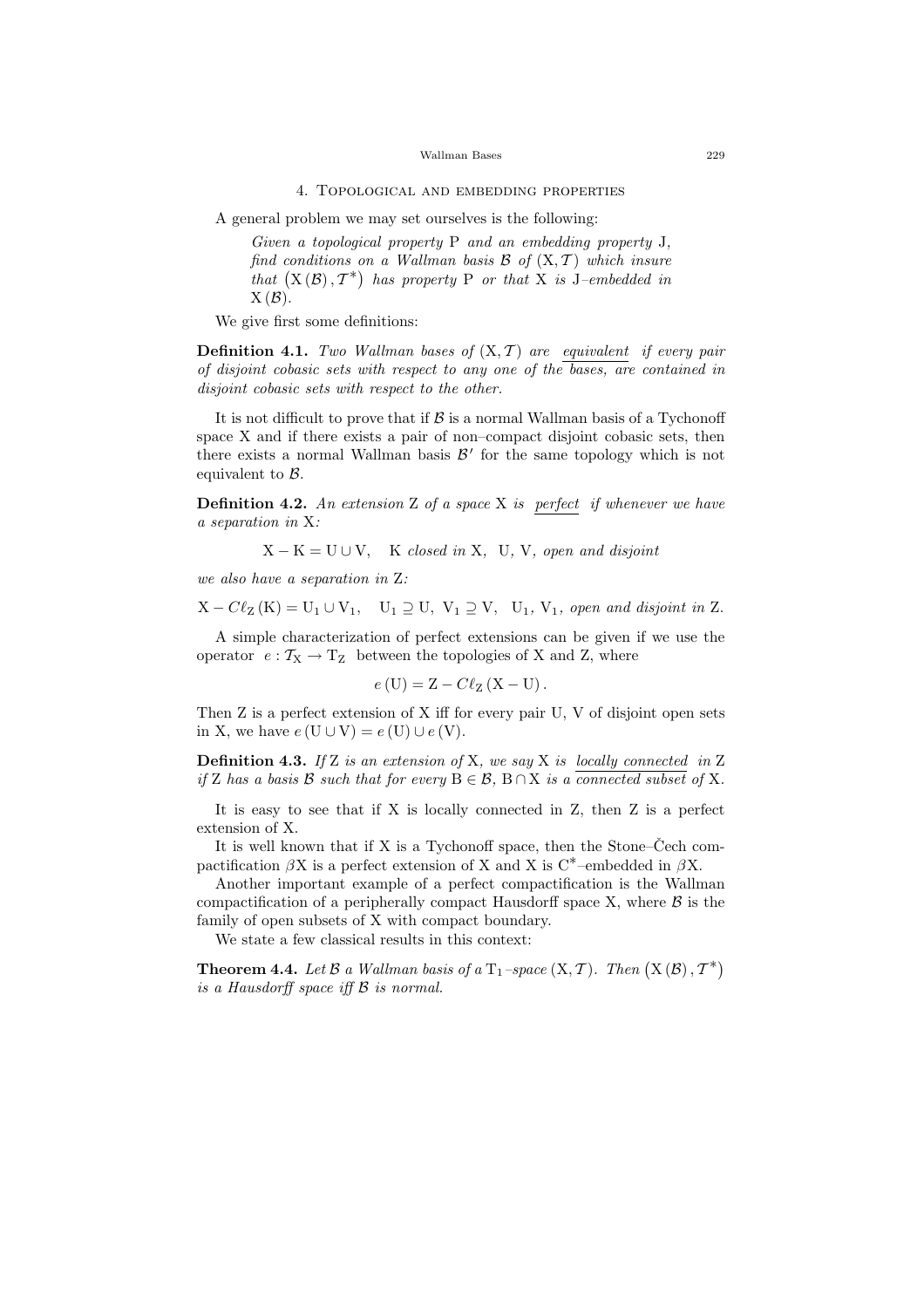## 4. Topological and embedding properties

A general problem we may set ourselves is the following:

> *Given a topological property* P *and an embedding property* J*, find conditions on a Wallman basis* $\mathcal{B}$ *of* $(\mathrm{X}, \mathcal{T})$ *which insure that* $\left(\mathrm{X}(\mathcal{B}), \mathcal{T}^*\right)$ *has property* P *or that* X *is* J*–embedded in* $\mathrm{X}(\mathcal{B})$.

We give first some definitions:

**Definition 4.1.** *Two Wallman bases of* $(\mathrm{X}, \mathcal{T})$ *are* <u>*equivalent*</u> *if every pair of disjoint cobasic sets with respect to any one of the bases, are contained in disjoint cobasic sets with respect to the other.*

It is not difficult to prove that if $\mathcal{B}$ is a normal Wallman basis of a Tychonoff space X and if there exists a pair of non–compact disjoint cobasic sets, then there exists a normal Wallman basis $\mathcal{B}'$ for the same topology which is not equivalent to $\mathcal{B}$.

**Definition 4.2.** *An extension* Z *of a space* X *is* <u>*perfect*</u> *if whenever we have a separation in* X*:*

$$\mathrm{X} - \mathrm{K} = \mathrm{U} \cup \mathrm{V}, \quad \mathrm{K} \textit{ closed in } \mathrm{X}, \ \ \mathrm{U}, \mathrm{V}, \textit{ open and disjoint}$$

*we also have a separation in* Z*:*

$$\mathrm{X} - C\ell_{\mathrm{Z}}(\mathrm{K}) = \mathrm{U}_1 \cup \mathrm{V}_1, \quad \mathrm{U}_1 \supseteq \mathrm{U}, \ \mathrm{V}_1 \supseteq \mathrm{V}, \quad \mathrm{U}_1, \mathrm{V}_1, \textit{ open and disjoint in } \mathrm{Z}.$$

A simple characterization of perfect extensions can be given if we use the operator $e : \mathcal{T}_{\mathrm{X}} \to \mathrm{T}_{\mathrm{Z}}$ between the topologies of X and Z, where

$$e(\mathrm{U}) = \mathrm{Z} - C\ell_{\mathrm{Z}}(\mathrm{X} - \mathrm{U}).$$

Then Z is a perfect extension of X iff for every pair U, V of disjoint open sets in X, we have $e(\mathrm{U} \cup \mathrm{V}) = e(\mathrm{U}) \cup e(\mathrm{V})$.

**Definition 4.3.** *If* Z *is an extension of* X*, we say* X *is* <u>*locally connected*</u> *in* Z *if* Z *has a basis* $\mathcal{B}$ *such that for every* $\mathrm{B} \in \mathcal{B}$*,* $\mathrm{B} \cap \mathrm{X}$ *is a* <u>*connected subset*</u> *of* X.

It is easy to see that if X is locally connected in Z, then Z is a perfect extension of X.

It is well known that if X is a Tychonoff space, then the Stone–Čech compactification $\beta\mathrm{X}$ is a perfect extension of X and X is $\mathrm{C}^*$–embedded in $\beta\mathrm{X}$.

Another important example of a perfect compactification is the Wallman compactification of a peripherally compact Hausdorff space X, where $\mathcal{B}$ is the family of open subsets of X with compact boundary.

We state a few classical results in this context:

**Theorem 4.4.** *Let* $\mathcal{B}$ *a Wallman basis of a* $\mathrm{T}_1$*–space* $(\mathrm{X}, \mathcal{T})$*. Then* $\left(\mathrm{X}(\mathcal{B}), \mathcal{T}^*\right)$ *is a Hausdorff space iff* $\mathcal{B}$ *is normal.*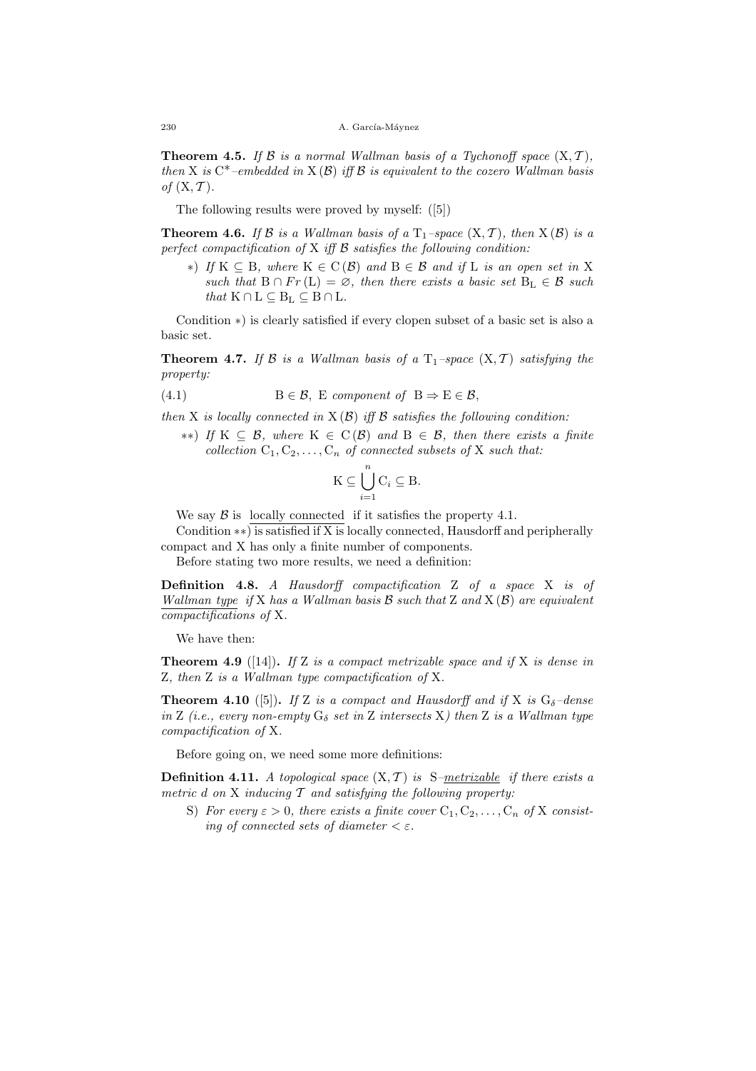**Theorem 4.5.** *If $\mathcal{B}$ is a normal Wallman basis of a Tychonoff space $(\mathrm{X}, \mathcal{T})$, then* X *is* $\mathrm{C}^*$*–embedded in* $\mathrm{X}(\mathcal{B})$ *iff* $\mathcal{B}$ *is equivalent to the cozero Wallman basis of* $(\mathrm{X}, \mathcal{T})$.

The following results were proved by myself: ([5])

**Theorem 4.6.** *If $\mathcal{B}$ is a Wallman basis of a* $\mathrm{T}_1$*–space* $(\mathrm{X}, \mathcal{T})$*, then* $\mathrm{X}(\mathcal{B})$ *is a perfect compactification of* X *iff* $\mathcal{B}$ *satisfies the following condition:*

- $*$) *If* $\mathrm{K} \subseteq \mathrm{B}$*, where* $\mathrm{K} \in \mathrm{C}(\mathcal{B})$ *and* $\mathrm{B} \in \mathcal{B}$ *and if* L *is an open set in* X *such that* $\mathrm{B} \cap Fr(\mathrm{L}) = \varnothing$*, then there exists a basic set* $\mathrm{B_L} \in \mathcal{B}$ *such that* $\mathrm{K} \cap \mathrm{L} \subseteq \mathrm{B_L} \subseteq \mathrm{B} \cap \mathrm{L}$.

Condition $*$) is clearly satisfied if every clopen subset of a basic set is also a basic set.

**Theorem 4.7.** *If $\mathcal{B}$ is a Wallman basis of a* $\mathrm{T}_1$*–space* $(\mathrm{X}, \mathcal{T})$ *satisfying the property:*

$$\mathrm{B} \in \mathcal{B},\ \mathrm{E} \text{ component of } \mathrm{B} \Rightarrow \mathrm{E} \in \mathcal{B}, \tag{4.1}$$

*then* X *is locally connected in* $\mathrm{X}(\mathcal{B})$ *iff* $\mathcal{B}$ *satisfies the following condition:*

- $**$) *If* $\mathrm{K} \subseteq \mathcal{B}$*, where* $\mathrm{K} \in \mathrm{C}(\mathcal{B})$ *and* $\mathrm{B} \in \mathcal{B}$*, then there exists a finite collection* $\mathrm{C}_1, \mathrm{C}_2, \ldots, \mathrm{C}_n$ *of connected subsets of* X *such that:*

$$\mathrm{K} \subseteq \bigcup_{i=1}^{n} \mathrm{C}_i \subseteq \mathrm{B}.$$

We say $\mathcal{B}$ is <u>locally connected</u> if it satisfies the property 4.1.

Condition $**$) is satisfied if X is locally connected, Hausdorff and peripherally compact and X has only a finite number of components.

Before stating two more results, we need a definition:

**Definition 4.8.** *A Hausdorff compactification* Z *of a space* X *is of <u>Wallman type</u> if* X *has a Wallman basis* $\mathcal{B}$ *such that* Z *and* $\mathrm{X}(\mathcal{B})$ *are equivalent compactifications of* X.

We have then:

**Theorem 4.9** ([14])**.** *If* Z *is a compact metrizable space and if* X *is dense in* Z*, then* Z *is a Wallman type compactification of* X.

**Theorem 4.10** ([5])**.** *If* Z *is a compact and Hausdorff and if* X *is* $\mathrm{G}_\delta$*–dense in* Z *(i.e., every non-empty* $\mathrm{G}_\delta$ *set in* Z *intersects* X*) then* Z *is a Wallman type compactification of* X.

Before going on, we need some more definitions:

**Definition 4.11.** *A topological space* $(\mathrm{X}, \mathcal{T})$ *is* S*–<u>metrizable</u> if there exists a metric* $d$ *on* X *inducing* $\mathcal{T}$ *and satisfying the following property:*

- S) *For every* $\varepsilon > 0$*, there exists a finite cover* $\mathrm{C}_1, \mathrm{C}_2, \ldots, \mathrm{C}_n$ *of* X *consisting of connected sets of diameter* $< \varepsilon$.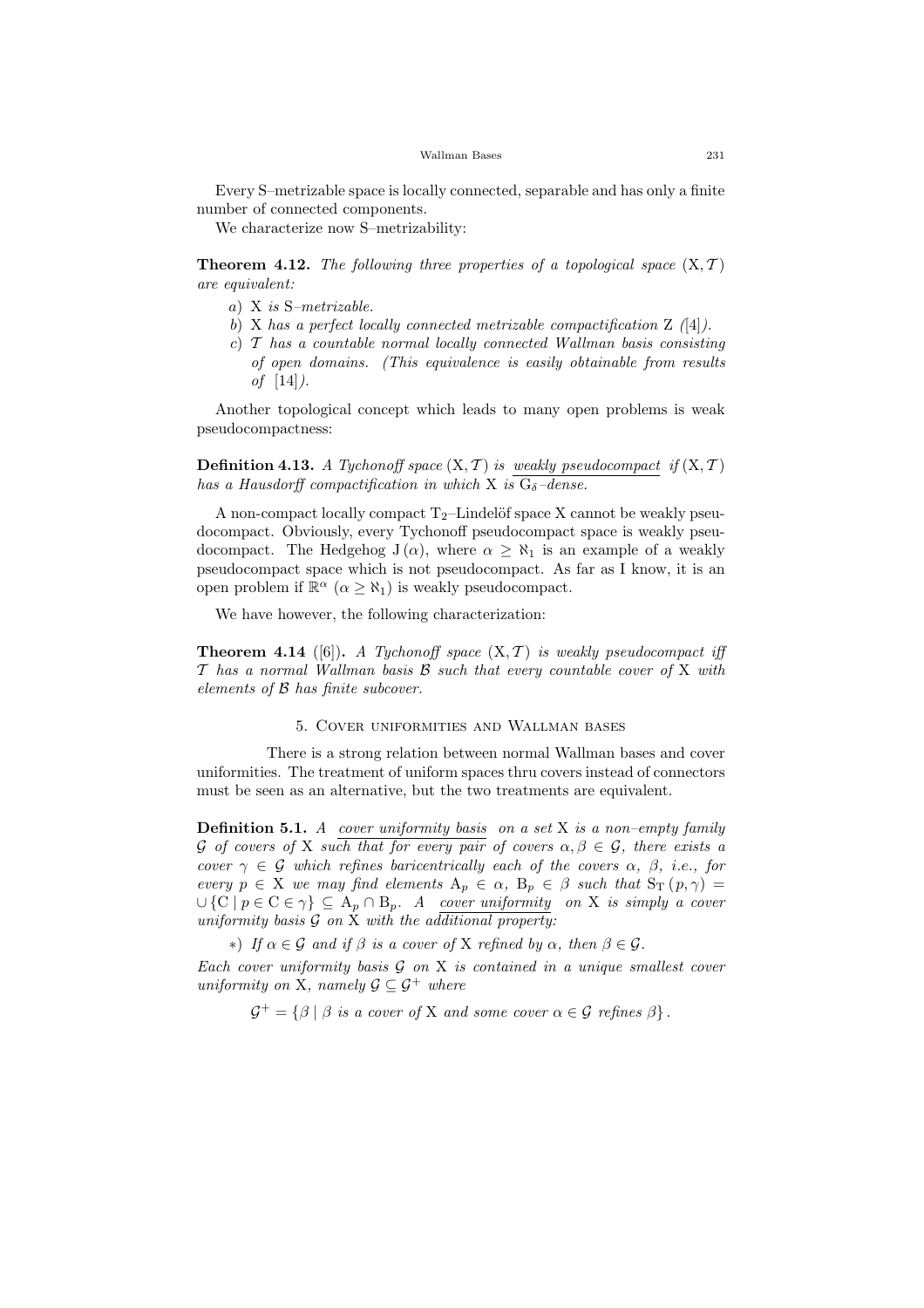Every S–metrizable space is locally connected, separable and has only a finite number of connected components.

We characterize now S–metrizability:

**Theorem 4.12.** *The following three properties of a topological space* $(\mathrm{X}, \mathcal{T})$ *are equivalent:*

*a)* X *is* S*–metrizable.*

*b)* X *has a perfect locally connected metrizable compactification* Z *([4]).*

*c)* $\mathcal{T}$ *has a countable normal locally connected Wallman basis consisting of open domains. (This equivalence is easily obtainable from results of [14]).*

Another topological concept which leads to many open problems is weak pseudocompactness:

**Definition 4.13.** *A Tychonoff space* $(\mathrm{X}, \mathcal{T})$ *is* *weakly pseudocompact* *if* $(\mathrm{X}, \mathcal{T})$ *has a Hausdorff compactification in which* X *is* $\mathrm{G}_\delta$*–dense.*

A non-compact locally compact $\mathrm{T}_2$–Lindelöf space X cannot be weakly pseudocompact. Obviously, every Tychonoff pseudocompact space is weakly pseudocompact. The Hedgehog $\mathrm{J}(\alpha)$, where $\alpha \geq \aleph_1$ is an example of a weakly pseudocompact space which is not pseudocompact. As far as I know, it is an open problem if $\mathbb{R}^\alpha$ $(\alpha \geq \aleph_1)$ is weakly pseudocompact.

We have however, the following characterization:

**Theorem 4.14** ([6])**.** *A Tychonoff space* $(\mathrm{X}, \mathcal{T})$ *is weakly pseudocompact iff* $\mathcal{T}$ *has a normal Wallman basis* $\mathcal{B}$ *such that every countable cover of* X *with elements of* $\mathcal{B}$ *has finite subcover.*

## 5. Cover uniformities and Wallman bases

There is a strong relation between normal Wallman bases and cover uniformities. The treatment of uniform spaces thru covers instead of connectors must be seen as an alternative, but the two treatments are equivalent.

**Definition 5.1.** *A* *cover uniformity basis* *on a set* X *is a non–empty family* $\mathcal{G}$ *of covers of* X *such that for every pair of covers* $\alpha, \beta \in \mathcal{G}$*, there exists a cover* $\gamma \in \mathcal{G}$ *which refines baricentrically each of the covers* $\alpha$*,* $\beta$*, i.e., for every* $p \in \mathrm{X}$ *we may find elements* $\mathrm{A}_p \in \alpha$*,* $\mathrm{B}_p \in \beta$ *such that* $\mathrm{S_T}(p, \gamma) = \cup \{\mathrm{C} \mid p \in \mathrm{C} \in \gamma\} \subseteq \mathrm{A}_p \cap \mathrm{B}_p$*. A* *cover uniformity* *on* X *is simply a cover uniformity basis* $\mathcal{G}$ *on* X *with the additional property:*

$*)$ *If* $\alpha \in \mathcal{G}$ *and if* $\beta$ *is a cover of* X *refined by* $\alpha$*, then* $\beta \in \mathcal{G}$*.*

*Each cover uniformity basis* $\mathcal{G}$ *on* X *is contained in a unique smallest cover uniformity on* X*, namely* $\mathcal{G} \subseteq \mathcal{G}^+$ *where*

$$\mathcal{G}^+ = \{\beta \mid \beta \text{ is a cover of } \mathrm{X} \text{ and some cover } \alpha \in \mathcal{G} \text{ refines } \beta\}.$$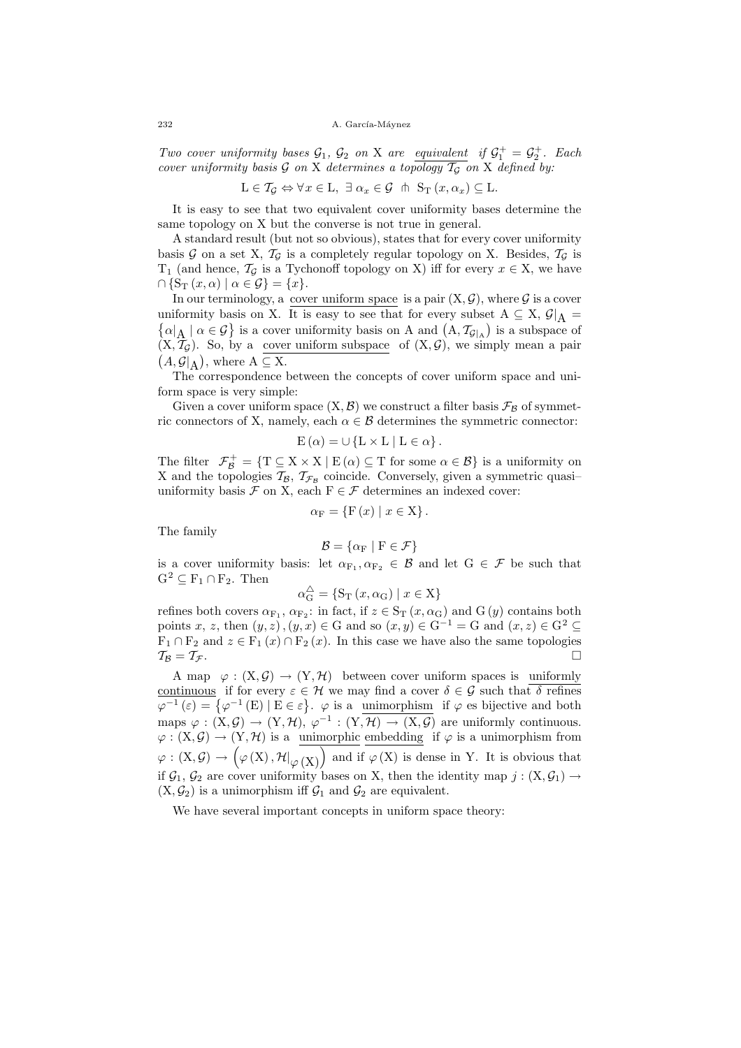*Two cover uniformity bases $\mathcal{G}_1$, $\mathcal{G}_2$ on X are* <u>*equivalent*</u> *if $\mathcal{G}_1^+ = \mathcal{G}_2^+$. Each cover uniformity basis $\mathcal{G}$ on X determines a* <u>*topology $\mathcal{T}_\mathcal{G}$*</u> *on X defined by:*

$$\mathrm{L} \in \mathcal{T}_\mathcal{G} \Leftrightarrow \forall x \in \mathrm{L},\ \exists\, \alpha_x \in \mathcal{G} \ \pitchfork\ \mathrm{S_T}(x, \alpha_x) \subseteq \mathrm{L}.$$

It is easy to see that two equivalent cover uniformity bases determine the same topology on X but the converse is not true in general.

A standard result (but not so obvious), states that for every cover uniformity basis $\mathcal{G}$ on a set X, $\mathcal{T}_\mathcal{G}$ is a completely regular topology on X. Besides, $\mathcal{T}_\mathcal{G}$ is $\mathrm{T}_1$ (and hence, $\mathcal{T}_\mathcal{G}$ is a Tychonoff topology on X) iff for every $x \in \mathrm{X}$, we have $\cap \{\mathrm{S_T}(x, \alpha) \mid \alpha \in \mathcal{G}\} = \{x\}$.

In our terminology, a <u>cover uniform space</u> is a pair $(\mathrm{X}, \mathcal{G})$, where $\mathcal{G}$ is a cover uniformity basis on X. It is easy to see that for every subset $\mathrm{A} \subseteq \mathrm{X}$, $\mathcal{G}|_\mathrm{A} = \{\alpha|_\mathrm{A} \mid \alpha \in \mathcal{G}\}$ is a cover uniformity basis on A and $(\mathrm{A}, \mathcal{T}_{\mathcal{G}|_\mathrm{A}})$ is a subspace of $(\mathrm{X}, \mathcal{T}_\mathcal{G})$. So, by a <u>cover uniform subspace</u> of $(\mathrm{X}, \mathcal{G})$, we simply mean a pair $(A, \mathcal{G}|_\mathrm{A})$, where $\mathrm{A} \subseteq \mathrm{X}$.

The correspondence between the concepts of cover uniform space and uniform space is very simple:

Given a cover uniform space $(\mathrm{X}, \mathcal{B})$ we construct a filter basis $\mathcal{F}_\mathcal{B}$ of symmetric connectors of X, namely, each $\alpha \in \mathcal{B}$ determines the symmetric connector:

$$\mathrm{E}(\alpha) = \cup \{\mathrm{L} \times \mathrm{L} \mid \mathrm{L} \in \alpha\}.$$

The filter $\mathcal{F}_\mathcal{B}^+ = \{\mathrm{T} \subseteq \mathrm{X} \times \mathrm{X} \mid \mathrm{E}(\alpha) \subseteq \mathrm{T} \text{ for some } \alpha \in \mathcal{B}\}$ is a uniformity on X and the topologies $\mathcal{T}_\mathcal{B}$, $\mathcal{T}_{\mathcal{F}_\mathcal{B}}$ coincide. Conversely, given a symmetric quasi–uniformity basis $\mathcal{F}$ on X, each $\mathrm{F} \in \mathcal{F}$ determines an indexed cover:

$$\alpha_\mathrm{F} = \{\mathrm{F}(x) \mid x \in \mathrm{X}\}.$$

The family

$$\mathcal{B} = \{\alpha_\mathrm{F} \mid \mathrm{F} \in \mathcal{F}\}$$

is a cover uniformity basis: let $\alpha_{\mathrm{F}_1}, \alpha_{\mathrm{F}_2} \in \mathcal{B}$ and let $\mathrm{G} \in \mathcal{F}$ be such that $\mathrm{G}^2 \subseteq \mathrm{F}_1 \cap \mathrm{F}_2$. Then

$$\alpha_\mathrm{G}^\triangle = \{\mathrm{S_T}(x, \alpha_\mathrm{G}) \mid x \in \mathrm{X}\}$$

refines both covers $\alpha_{\mathrm{F}_1}$, $\alpha_{\mathrm{F}_2}$: in fact, if $z \in \mathrm{S_T}(x, \alpha_\mathrm{G})$ and $\mathrm{G}(y)$ contains both points $x$, $z$, then $(y, z), (y, x) \in \mathrm{G}$ and so $(x, y) \in \mathrm{G}^{-1} = \mathrm{G}$ and $(x, z) \in \mathrm{G}^2 \subseteq \mathrm{F}_1 \cap \mathrm{F}_2$ and $z \in \mathrm{F}_1(x) \cap \mathrm{F}_2(x)$. In this case we have also the same topologies $\mathcal{T}_\mathcal{B} = \mathcal{T}_\mathcal{F}$. □

A map $\varphi : (\mathrm{X}, \mathcal{G}) \to (\mathrm{Y}, \mathcal{H})$ between cover uniform spaces is <u>uniformly continuous</u> if for every $\varepsilon \in \mathcal{H}$ we may find a cover $\delta \in \mathcal{G}$ such that $\delta$ refines $\varphi^{-1}(\varepsilon) = \{\varphi^{-1}(\mathrm{E}) \mid \mathrm{E} \in \varepsilon\}$. $\varphi$ is a <u>unimorphism</u> if $\varphi$ es bijective and both maps $\varphi : (\mathrm{X}, \mathcal{G}) \to (\mathrm{Y}, \mathcal{H})$, $\varphi^{-1} : (\mathrm{Y}, \mathcal{H}) \to (\mathrm{X}, \mathcal{G})$ are uniformly continuous. $\varphi : (\mathrm{X}, \mathcal{G}) \to (\mathrm{Y}, \mathcal{H})$ is a <u>unimorphic embedding</u> if $\varphi$ is a unimorphism from $\varphi : (\mathrm{X}, \mathcal{G}) \to \left(\varphi(\mathrm{X}), \mathcal{H}|_{\varphi(\mathrm{X})}\right)$ and if $\varphi(\mathrm{X})$ is dense in Y. It is obvious that if $\mathcal{G}_1$, $\mathcal{G}_2$ are cover uniformity bases on X, then the identity map $j : (\mathrm{X}, \mathcal{G}_1) \to (\mathrm{X}, \mathcal{G}_2)$ is a unimorphism iff $\mathcal{G}_1$ and $\mathcal{G}_2$ are equivalent.

We have several important concepts in uniform space theory: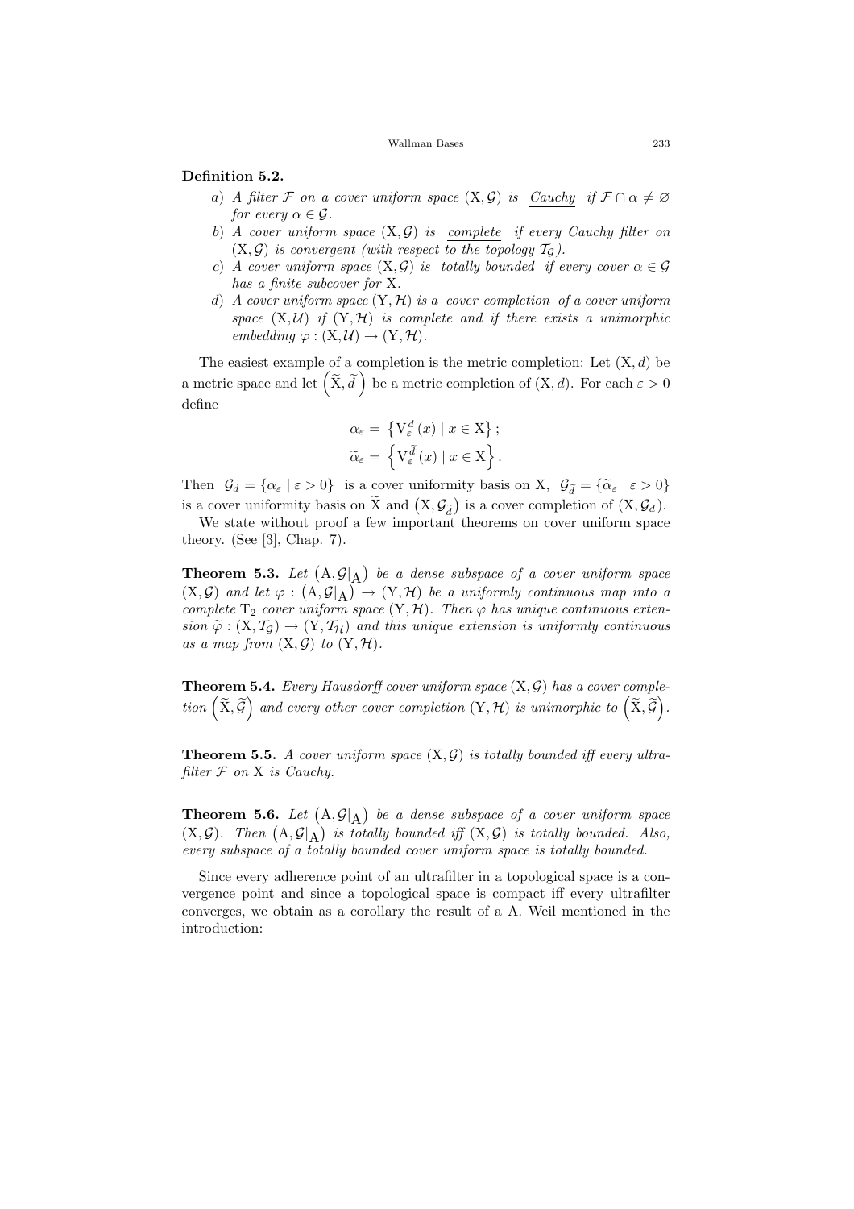**Definition 5.2.**

a) *A filter $\mathcal{F}$ on a cover uniform space $(\mathrm{X}, \mathcal{G})$ is* <u>*Cauchy*</u> *if $\mathcal{F} \cap \alpha \neq \varnothing$ for every $\alpha \in \mathcal{G}$.*

b) *A cover uniform space $(\mathrm{X}, \mathcal{G})$ is* <u>*complete*</u> *if every Cauchy filter on $(\mathrm{X}, \mathcal{G})$ is convergent (with respect to the topology $\mathcal{T}_{\mathcal{G}}$).*

c) *A cover uniform space $(\mathrm{X}, \mathcal{G})$ is* <u>*totally bounded*</u> *if every cover $\alpha \in \mathcal{G}$ has a finite subcover for $\mathrm{X}$.*

d) *A cover uniform space $(\mathrm{Y}, \mathcal{H})$ is a* <u>*cover completion*</u> *of a cover uniform space $(\mathrm{X}, \mathcal{U})$ if $(\mathrm{Y}, \mathcal{H})$ is complete and if there exists a unimorphic embedding $\varphi : (\mathrm{X}, \mathcal{U}) \to (\mathrm{Y}, \mathcal{H})$.*

The easiest example of a completion is the metric completion: Let $(\mathrm{X}, d)$ be a metric space and let $\left(\widetilde{\mathrm{X}}, \widetilde{d}\right)$ be a metric completion of $(\mathrm{X}, d)$. For each $\varepsilon > 0$ define

$$\alpha_\varepsilon = \left\{ \mathrm{V}^d_\varepsilon(x) \mid x \in \mathrm{X} \right\};$$
$$\widetilde{\alpha}_\varepsilon = \left\{ \mathrm{V}^{\widetilde{d}}_\varepsilon(x) \mid x \in \mathrm{X} \right\}.$$

Then $\mathcal{G}_d = \{\alpha_\varepsilon \mid \varepsilon > 0\}$ is a cover uniformity basis on X, $\mathcal{G}_{\widetilde{d}} = \{\widetilde{\alpha}_\varepsilon \mid \varepsilon > 0\}$ is a cover uniformity basis on $\widetilde{\mathrm{X}}$ and $\left(\mathrm{X}, \mathcal{G}_{\widetilde{d}}\right)$ is a cover completion of $(\mathrm{X}, \mathcal{G}_d)$.

We state without proof a few important theorems on cover uniform space theory. (See [3], Chap. 7).

**Theorem 5.3.** *Let $\left(\mathrm{A}, \mathcal{G}|_{\mathrm{A}}\right)$ be a dense subspace of a cover uniform space $(\mathrm{X}, \mathcal{G})$ and let $\varphi : \left(\mathrm{A}, \mathcal{G}|_{\mathrm{A}}\right) \to (\mathrm{Y}, \mathcal{H})$ be a uniformly continuous map into a complete $\mathrm{T}_2$ cover uniform space $(\mathrm{Y}, \mathcal{H})$. Then $\varphi$ has unique continuous extension $\widetilde{\varphi} : (\mathrm{X}, \mathcal{T}_{\mathcal{G}}) \to (\mathrm{Y}, \mathcal{T}_{\mathcal{H}})$ and this unique extension is uniformly continuous as a map from $(\mathrm{X}, \mathcal{G})$ to $(\mathrm{Y}, \mathcal{H})$.*

**Theorem 5.4.** *Every Hausdorff cover uniform space $(\mathrm{X}, \mathcal{G})$ has a cover completion $\left(\widetilde{\mathrm{X}}, \widetilde{\mathcal{G}}\right)$ and every other cover completion $(\mathrm{Y}, \mathcal{H})$ is unimorphic to $\left(\widetilde{\mathrm{X}}, \widetilde{\mathcal{G}}\right)$.*

**Theorem 5.5.** *A cover uniform space $(\mathrm{X}, \mathcal{G})$ is totally bounded iff every ultrafilter $\mathcal{F}$ on $\mathrm{X}$ is Cauchy.*

**Theorem 5.6.** *Let $\left(\mathrm{A}, \mathcal{G}|_{\mathrm{A}}\right)$ be a dense subspace of a cover uniform space $(\mathrm{X}, \mathcal{G})$. Then $\left(\mathrm{A}, \mathcal{G}|_{\mathrm{A}}\right)$ is totally bounded iff $(\mathrm{X}, \mathcal{G})$ is totally bounded. Also, every subspace of a totally bounded cover uniform space is totally bounded.*

Since every adherence point of an ultrafilter in a topological space is a convergence point and since a topological space is compact iff every ultrafilter converges, we obtain as a corollary the result of a A. Weil mentioned in the introduction: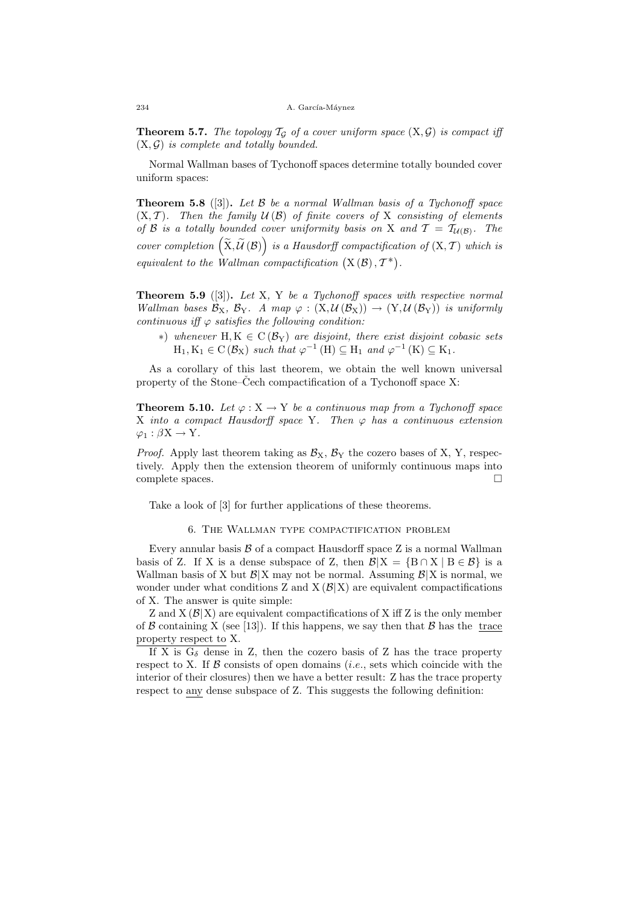**Theorem 5.7.** *The topology $\mathcal{T}_\mathcal{G}$ of a cover uniform space $(\mathrm{X}, \mathcal{G})$ is compact iff $(\mathrm{X}, \mathcal{G})$ is complete and totally bounded.*

Normal Wallman bases of Tychonoff spaces determine totally bounded cover uniform spaces:

**Theorem 5.8** ([3])**.** *Let $\mathcal{B}$ be a normal Wallman basis of a Tychonoff space $(\mathrm{X}, \mathcal{T})$. Then the family $\mathcal{U}(\mathcal{B})$ of finite covers of $\mathrm{X}$ consisting of elements of $\mathcal{B}$ is a totally bounded cover uniformity basis on $\mathrm{X}$ and $\mathcal{T} = \mathcal{T}_{\mathcal{U}(\mathcal{B})}$. The cover completion $\left(\widetilde{\mathrm{X}}, \widetilde{\mathcal{U}}(\mathcal{B})\right)$ is a Hausdorff compactification of $(\mathrm{X}, \mathcal{T})$ which is equivalent to the Wallman compactification $\left(\mathrm{X}(\mathcal{B}), \mathcal{T}^*\right)$.*

**Theorem 5.9** ([3])**.** *Let $\mathrm{X}$, $\mathrm{Y}$ be a Tychonoff spaces with respective normal Wallman bases $\mathcal{B}_\mathrm{X}$, $\mathcal{B}_\mathrm{Y}$. A map $\varphi : (\mathrm{X}, \mathcal{U}(\mathcal{B}_\mathrm{X})) \to (\mathrm{Y}, \mathcal{U}(\mathcal{B}_\mathrm{Y}))$ is uniformly continuous iff $\varphi$ satisfies the following condition:*

- $*$) *whenever $\mathrm{H}, \mathrm{K} \in \mathrm{C}(\mathcal{B}_\mathrm{Y})$ are disjoint, there exist disjoint cobasic sets $\mathrm{H}_1, \mathrm{K}_1 \in \mathrm{C}(\mathcal{B}_\mathrm{X})$ such that $\varphi^{-1}(\mathrm{H}) \subseteq \mathrm{H}_1$ and $\varphi^{-1}(\mathrm{K}) \subseteq \mathrm{K}_1$.*

As a corollary of this last theorem, we obtain the well known universal property of the Stone–Čech compactification of a Tychonoff space X:

**Theorem 5.10.** *Let $\varphi : \mathrm{X} \to \mathrm{Y}$ be a continuous map from a Tychonoff space $\mathrm{X}$ into a compact Hausdorff space $\mathrm{Y}$. Then $\varphi$ has a continuous extension $\varphi_1 : \beta\mathrm{X} \to \mathrm{Y}$.*

*Proof.* Apply last theorem taking as $\mathcal{B}_\mathrm{X}$, $\mathcal{B}_\mathrm{Y}$ the cozero bases of X, Y, respectively. Apply then the extension theorem of uniformly continuous maps into complete spaces. □

Take a look of [3] for further applications of these theorems.

## 6. The Wallman type compactification problem

Every annular basis $\mathcal{B}$ of a compact Hausdorff space Z is a normal Wallman basis of Z. If X is a dense subspace of Z, then $\mathcal{B}|\mathrm{X} = \{\mathrm{B} \cap \mathrm{X} \mid \mathrm{B} \in \mathcal{B}\}$ is a Wallman basis of X but $\mathcal{B}|\mathrm{X}$ may not be normal. Assuming $\mathcal{B}|\mathrm{X}$ is normal, we wonder under what conditions Z and $\mathrm{X}(\mathcal{B}|\mathrm{X})$ are equivalent compactifications of X. The answer is quite simple:

Z and $\mathrm{X}(\mathcal{B}|\mathrm{X})$ are equivalent compactifications of X iff Z is the only member of $\mathcal{B}$ containing X (see [13]). If this happens, we say then that $\mathcal{B}$ has the trace property respect to X.

If X is $\mathrm{G}_\delta$ dense in Z, then the cozero basis of Z has the trace property respect to X. If $\mathcal{B}$ consists of open domains (*i.e.*, sets which coincide with the interior of their closures) then we have a better result: Z has the trace property respect to any dense subspace of Z. This suggests the following definition: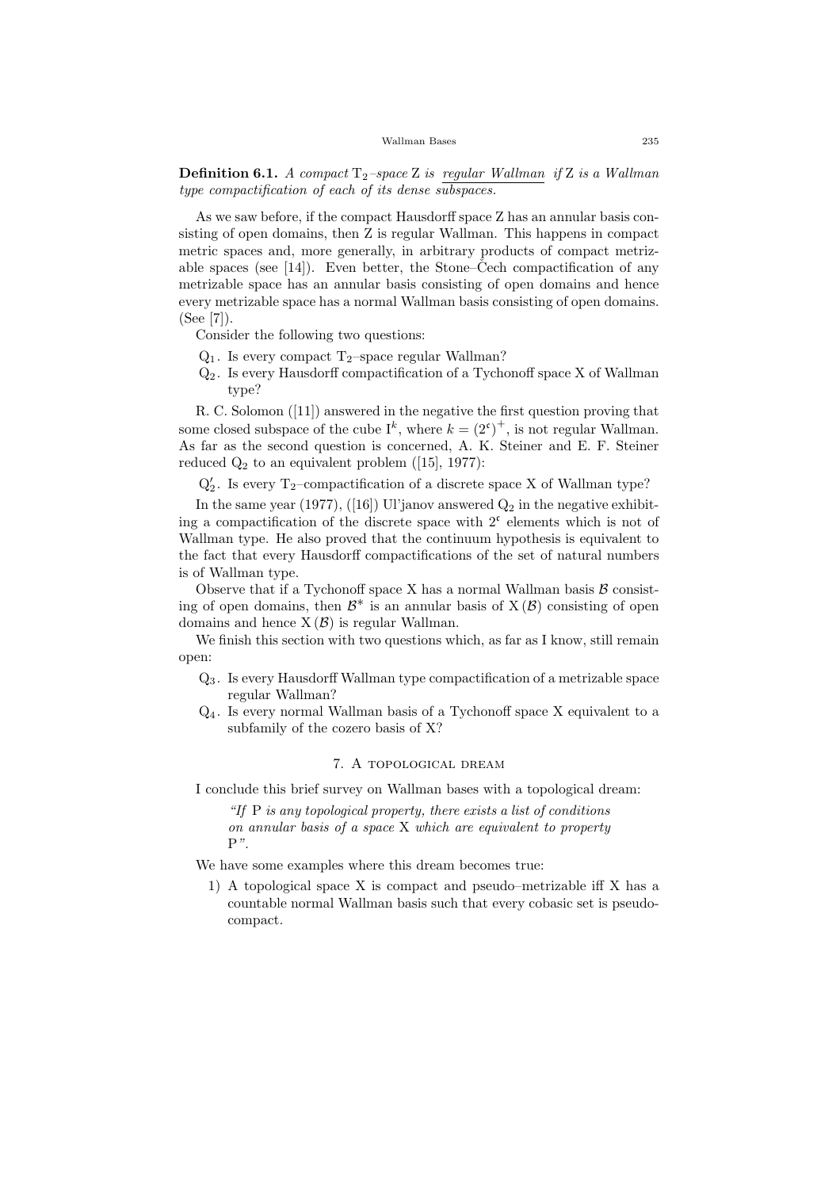**Definition 6.1.** *A compact* $T_2$*–space* Z *is* <u>*regular Wallman*</u> *if* Z *is a Wallman type compactification of each of its dense subspaces.*

As we saw before, if the compact Hausdorff space Z has an annular basis consisting of open domains, then Z is regular Wallman. This happens in compact metric spaces and, more generally, in arbitrary products of compact metrizable spaces (see [14]). Even better, the Stone–Čech compactification of any metrizable space has an annular basis consisting of open domains and hence every metrizable space has a normal Wallman basis consisting of open domains. (See [7]).

Consider the following two questions:

- $Q_1$. Is every compact $T_2$–space regular Wallman?
- $Q_2$. Is every Hausdorff compactification of a Tychonoff space X of Wallman type?

R. C. Solomon ([11]) answered in the negative the first question proving that some closed subspace of the cube $I^k$, where $k = (2^{\mathfrak{c}})^+$, is not regular Wallman. As far as the second question is concerned, A. K. Steiner and E. F. Steiner reduced $Q_2$ to an equivalent problem ([15], 1977):

- $Q_2'$. Is every $T_2$–compactification of a discrete space X of Wallman type?

In the same year (1977), ([16]) Ul'janov answered $Q_2$ in the negative exhibiting a compactification of the discrete space with $2^{\mathfrak{c}}$ elements which is not of Wallman type. He also proved that the continuum hypothesis is equivalent to the fact that every Hausdorff compactifications of the set of natural numbers is of Wallman type.

Observe that if a Tychonoff space X has a normal Wallman basis $\mathcal{B}$ consisting of open domains, then $\mathcal{B}^*$ is an annular basis of $X(\mathcal{B})$ consisting of open domains and hence $X(\mathcal{B})$ is regular Wallman.

We finish this section with two questions which, as far as I know, still remain open:

- $Q_3$. Is every Hausdorff Wallman type compactification of a metrizable space regular Wallman?
- $Q_4$. Is every normal Wallman basis of a Tychonoff space X equivalent to a subfamily of the cozero basis of X?

## 7. A topological dream

I conclude this brief survey on Wallman bases with a topological dream:

> *"If* P *is any topological property, there exists a list of conditions on annular basis of a space* X *which are equivalent to property* P*".*

We have some examples where this dream becomes true:

1) A topological space X is compact and pseudo–metrizable iff X has a countable normal Wallman basis such that every cobasic set is pseudocompact.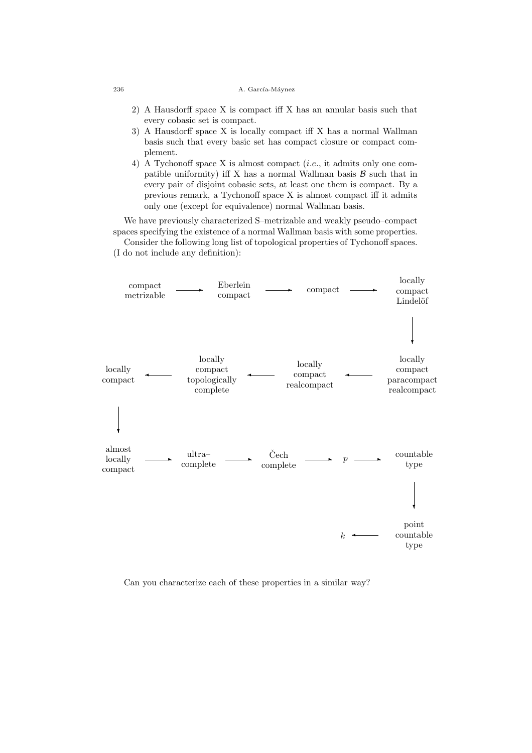2) A Hausdorff space X is compact iff X has an annular basis such that every cobasic set is compact.
3) A Hausdorff space X is locally compact iff X has a normal Wallman basis such that every basic set has compact closure or compact complement.
4) A Tychonoff space X is almost compact (*i.e.*, it admits only one compatible uniformity) iff X has a normal Wallman basis $\mathcal{B}$ such that in every pair of disjoint cobasic sets, at least one them is compact. By a previous remark, a Tychonoff space X is almost compact iff it admits only one (except for equivalence) normal Wallman basis.

We have previously characterized S–metrizable and weakly pseudo–compact spaces specifying the existence of a normal Wallman basis with some properties.

Consider the following long list of topological properties of Tychonoff spaces. (I do not include any definition):

compact metrizable → Eberlein compact → compact → locally compact Lindelöf

↓

locally compact ← locally compact topologically complete ← locally compact realcompact ← locally compact paracompact realcompact

↓

almost locally compact → ultra–complete → Čech complete → $p$ → countable type

↓

$k$ ← point countable type

Can you characterize each of these properties in a similar way?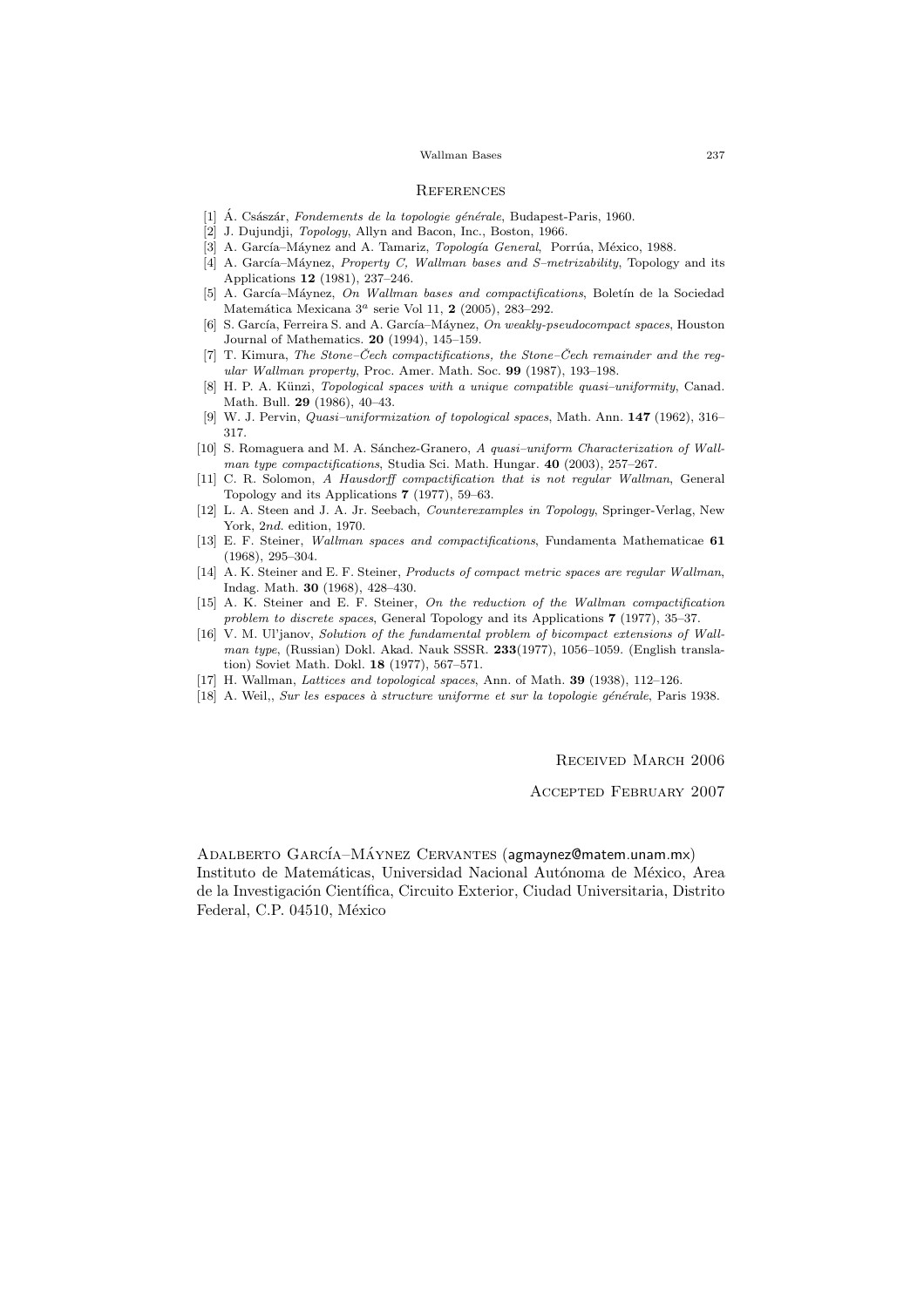## References

[1] Á. Császár, *Fondements de la topologie générale*, Budapest-Paris, 1960.

[2] J. Dujundji, *Topology*, Allyn and Bacon, Inc., Boston, 1966.

[3] A. García–Máynez and A. Tamariz, *Topología General*, Porrúa, México, 1988.

[4] A. García–Máynez, *Property C, Wallman bases and S–metrizability*, Topology and its Applications **12** (1981), 237–246.

[5] A. García–Máynez, *On Wallman bases and compactifications*, Boletín de la Sociedad Matemática Mexicana $3^a$ serie Vol 11, **2** (2005), 283–292.

[6] S. García, Ferreira S. and A. García–Máynez, *On weakly-pseudocompact spaces*, Houston Journal of Mathematics. **20** (1994), 145–159.

[7] T. Kimura, *The Stone–Čech compactifications, the Stone–Čech remainder and the regular Wallman property*, Proc. Amer. Math. Soc. **99** (1987), 193–198.

[8] H. P. A. Künzi, *Topological spaces with a unique compatible quasi–uniformity*, Canad. Math. Bull. **29** (1986), 40–43.

[9] W. J. Pervin, *Quasi–uniformization of topological spaces*, Math. Ann. **147** (1962), 316–317.

[10] S. Romaguera and M. A. Sánchez-Granero, *A quasi–uniform Characterization of Wallman type compactifications*, Studia Sci. Math. Hungar. **40** (2003), 257–267.

[11] C. R. Solomon, *A Hausdorff compactification that is not regular Wallman*, General Topology and its Applications **7** (1977), 59–63.

[12] L. A. Steen and J. A. Jr. Seebach, *Counterexamples in Topology*, Springer-Verlag, New York, 2*nd.* edition, 1970.

[13] E. F. Steiner, *Wallman spaces and compactifications*, Fundamenta Mathematicae **61** (1968), 295–304.

[14] A. K. Steiner and E. F. Steiner, *Products of compact metric spaces are regular Wallman*, Indag. Math. **30** (1968), 428–430.

[15] A. K. Steiner and E. F. Steiner, *On the reduction of the Wallman compactification problem to discrete spaces*, General Topology and its Applications **7** (1977), 35–37.

[16] V. M. Ul'janov, *Solution of the fundamental problem of bicompact extensions of Wallman type*, (Russian) Dokl. Akad. Nauk SSSR. **233**(1977), 1056–1059. (English translation) Soviet Math. Dokl. **18** (1977), 567–571.

[17] H. Wallman, *Lattices and topological spaces*, Ann. of Math. **39** (1938), 112–126.

[18] A. Weil,, *Sur les espaces à structure uniforme et sur la topologie générale*, Paris 1938.

Received March 2006

Accepted February 2007

Adalberto García–Máynez Cervantes (agmaynez@matem.unam.mx)
Instituto de Matemáticas, Universidad Nacional Autónoma de México, Area de la Investigación Científica, Circuito Exterior, Ciudad Universitaria, Distrito Federal, C.P. 04510, México